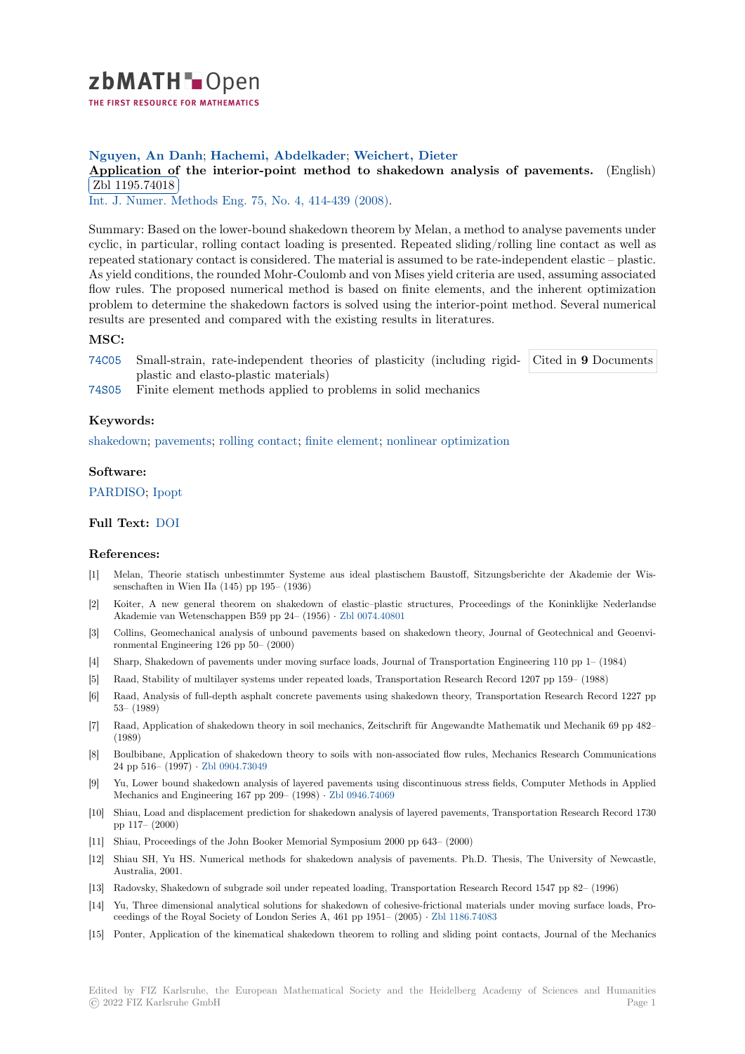zbMATH Open — THE FIRST RESOURCE FOR MATHEMATICS

**Nguyen, An Danh**; **Hachemi, Abdelkader**; **Weichert, Dieter**

**Application of the interior-point method to shakedown analysis of pavements.** (English) Zbl 1195.74018

Int. J. Numer. Methods Eng. 75, No. 4, 414-439 (2008).

Summary: Based on the lower-bound shakedown theorem by Melan, a method to analyse pavements under cyclic, in particular, rolling contact loading is presented. Repeated sliding/rolling line contact as well as repeated stationary contact is considered. The material is assumed to be rate-independent elastic – plastic. As yield conditions, the rounded Mohr-Coulomb and von Mises yield criteria are used, assuming associated flow rules. The proposed numerical method is based on finite elements, and the inherent optimization problem to determine the shakedown factors is solved using the interior-point method. Several numerical results are presented and compared with the existing results in literatures.

### MSC:

74C05 Small-strain, rate-independent theories of plasticity (including rigid-plastic and elasto-plastic materials)

74S05 Finite element methods applied to problems in solid mechanics

Cited in **9** Documents

### Keywords:

shakedown; pavements; rolling contact; finite element; nonlinear optimization

### Software:

PARDISO; Ipopt

### Full Text: DOI

### References:

[1] Melan, Theorie statisch unbestimmter Systeme aus ideal plastischem Baustoff, Sitzungsberichte der Akademie der Wissenschaften in Wien IIa (145) pp 195– (1936)

[2] Koiter, A new general theorem on shakedown of elastic–plastic structures, Proceedings of the Koninklijke Nederlandse Akademie van Wetenschappen B59 pp 24– (1956) · Zbl 0074.40801

[3] Collins, Geomechanical analysis of unbound pavements based on shakedown theory, Journal of Geotechnical and Geoenvironmental Engineering 126 pp 50– (2000)

[4] Sharp, Shakedown of pavements under moving surface loads, Journal of Transportation Engineering 110 pp 1– (1984)

[5] Raad, Stability of multilayer systems under repeated loads, Transportation Research Record 1207 pp 159– (1988)

[6] Raad, Analysis of full-depth asphalt concrete pavements using shakedown theory, Transportation Research Record 1227 pp 53– (1989)

[7] Raad, Application of shakedown theory in soil mechanics, Zeitschrift für Angewandte Mathematik und Mechanik 69 pp 482– (1989)

[8] Boulbibane, Application of shakedown theory to soils with non-associated flow rules, Mechanics Research Communications 24 pp 516– (1997) · Zbl 0904.73049

[9] Yu, Lower bound shakedown analysis of layered pavements using discontinuous stress fields, Computer Methods in Applied Mechanics and Engineering 167 pp 209– (1998) · Zbl 0946.74069

[10] Shiau, Load and displacement prediction for shakedown analysis of layered pavements, Transportation Research Record 1730 pp 117– (2000)

[11] Shiau, Proceedings of the John Booker Memorial Symposium 2000 pp 643– (2000)

[12] Shiau SH, Yu HS. Numerical methods for shakedown analysis of pavements. Ph.D. Thesis, The University of Newcastle, Australia, 2001.

[13] Radovsky, Shakedown of subgrade soil under repeated loading, Transportation Research Record 1547 pp 82– (1996)

[14] Yu, Three dimensional analytical solutions for shakedown of cohesive-frictional materials under moving surface loads, Proceedings of the Royal Society of London Series A, 461 pp 1951– (2005) · Zbl 1186.74083

[15] Ponter, Application of the kinematical shakedown theorem to rolling and sliding point contacts, Journal of the Mechanics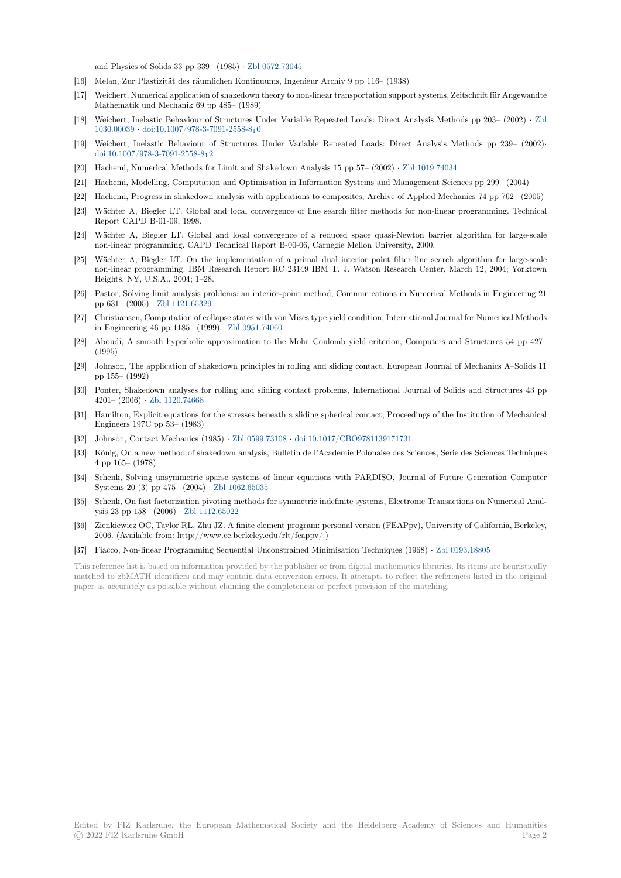and Physics of Solids 33 pp 339– (1985) · Zbl 0572.73045

[16] Melan, Zur Plastizität des räumlichen Kontinuums, Ingenieur Archiv 9 pp 116– (1938)

[17] Weichert, Numerical application of shakedown theory to non-linear transportation support systems, Zeitschrift für Angewandte Mathematik und Mechanik 69 pp 485– (1989)

[18] Weichert, Inelastic Behaviour of Structures Under Variable Repeated Loads: Direct Analysis Methods pp 203– (2002) · Zbl 1030.00039 · doi:10.1007/978-3-7091-2558-8_10

[19] Weichert, Inelastic Behaviour of Structures Under Variable Repeated Loads: Direct Analysis Methods pp 239– (2002)· doi:10.1007/978-3-7091-2558-8_12

[20] Hachemi, Numerical Methods for Limit and Shakedown Analysis 15 pp 57– (2002) · Zbl 1019.74034

[21] Hachemi, Modelling, Computation and Optimisation in Information Systems and Management Sciences pp 299– (2004)

[22] Hachemi, Progress in shakedown analysis with applications to composites, Archive of Applied Mechanics 74 pp 762– (2005)

[23] Wächter A, Biegler LT. Global and local convergence of line search filter methods for non-linear programming. Technical Report CAPD B-01-09, 1998.

[24] Wächter A, Biegler LT. Global and local convergence of a reduced space quasi-Newton barrier algorithm for large-scale non-linear programming. CAPD Technical Report B-00-06, Carnegie Mellon University, 2000.

[25] Wächter A, Biegler LT. On the implementation of a primal–dual interior point filter line search algorithm for large-scale non-linear programming. IBM Research Report RC 23149 IBM T. J. Watson Research Center, March 12, 2004; Yorktown Heights, NY, U.S.A., 2004; 1–28.

[26] Pastor, Solving limit analysis problems: an interior-point method, Communications in Numerical Methods in Engineering 21 pp 631– (2005) · Zbl 1121.65329

[27] Christiansen, Computation of collapse states with von Mises type yield condition, International Journal for Numerical Methods in Engineering 46 pp 1185– (1999) · Zbl 0951.74060

[28] Aboudi, A smooth hyperbolic approximation to the Mohr–Coulomb yield criterion, Computers and Structures 54 pp 427– (1995)

[29] Johnson, The application of shakedown principles in rolling and sliding contact, European Journal of Mechanics A–Solids 11 pp 155– (1992)

[30] Ponter, Shakedown analyses for rolling and sliding contact problems, International Journal of Solids and Structures 43 pp 4201– (2006) · Zbl 1120.74668

[31] Hamilton, Explicit equations for the stresses beneath a sliding spherical contact, Proceedings of the Institution of Mechanical Engineers 197C pp 53– (1983)

[32] Johnson, Contact Mechanics (1985) · Zbl 0599.73108 · doi:10.1017/CBO9781139171731

[33] König, On a new method of shakedown analysis, Bulletin de l'Academie Polonaise des Sciences, Serie des Sciences Techniques 4 pp 165– (1978)

[34] Schenk, Solving unsymmetric sparse systems of linear equations with PARDISO, Journal of Future Generation Computer Systems 20 (3) pp 475– (2004) · Zbl 1062.65035

[35] Schenk, On fast factorization pivoting methods for symmetric indefinite systems, Electronic Transactions on Numerical Analysis 23 pp 158– (2006) · Zbl 1112.65022

[36] Zienkiewicz OC, Taylor RL, Zhu JZ. A finite element program: personal version (FEAPpv), University of California, Berkeley, 2006. (Available from: http://www.ce.berkeley.edu/rlt/feappv/.)

[37] Fiacco, Non-linear Programming Sequential Unconstrained Minimisation Techniques (1968) · Zbl 0193.18805

This reference list is based on information provided by the publisher or from digital mathematics libraries. Its items are heuristically matched to zbMATH identifiers and may contain data conversion errors. It attempts to reflect the references listed in the original paper as accurately as possible without claiming the completeness or perfect precision of the matching.